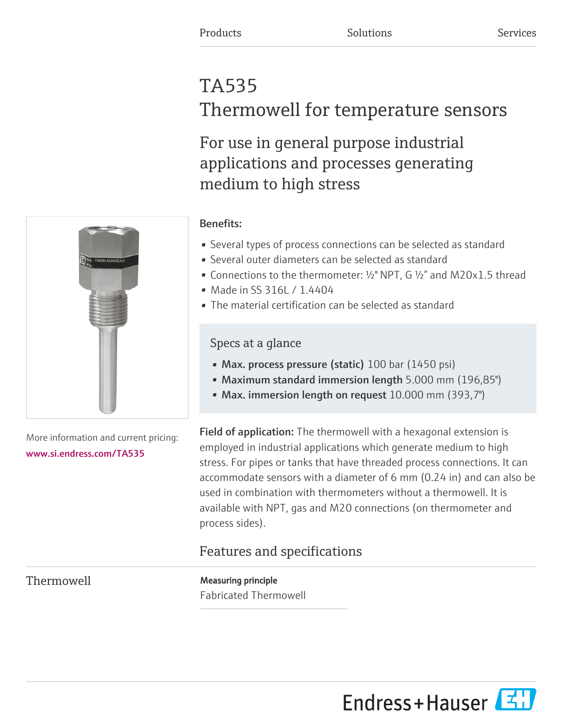Products Solutions Services

# TA535
# Thermowell for temperature sensors

## For use in general purpose industrial applications and processes generating medium to high stress

**Benefits:**

- Several types of process connections can be selected as standard
- Several outer diameters can be selected as standard
- Connections to the thermometer: ½" NPT, G ½" and M20x1.5 thread
- Made in SS 316L / 1.4404
- The material certification can be selected as standard

### Specs at a glance

- **Max. process pressure (static)** 100 bar (1450 psi)
- **Maximum standard immersion length** 5.000 mm (196,85")
- **Max. immersion length on request** 10.000 mm (393,7")

More information and current pricing:
www.si.endress.com/TA535

**Field of application:** The thermowell with a hexagonal extension is employed in industrial applications which generate medium to high stress. For pipes or tanks that have threaded process connections. It can accommodate sensors with a diameter of 6 mm (0.24 in) and can also be used in combination with thermometers without a thermowell. It is available with NPT, gas and M20 connections (on thermometer and process sides).

## Features and specifications

### Thermowell

**Measuring principle**

Fabricated Thermowell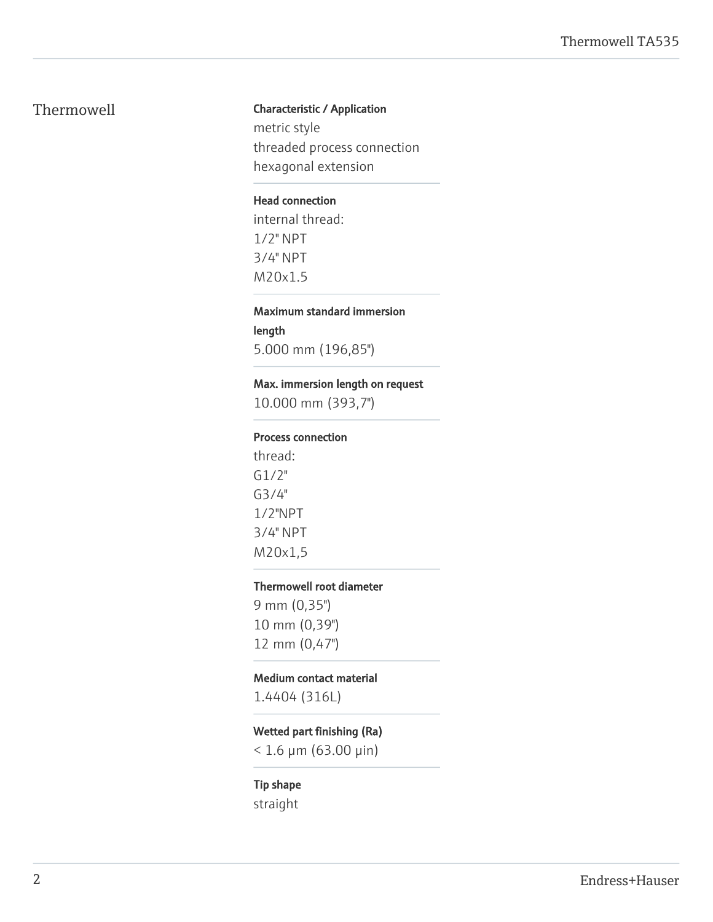## Thermowell

**Characteristic / Application**

metric style
threaded process connection
hexagonal extension

**Head connection**

internal thread:
1/2" NPT
3/4" NPT
M20x1.5

**Maximum standard immersion length**

5.000 mm (196,85")

**Max. immersion length on request**

10.000 mm (393,7")

**Process connection**

thread:
G1/2"
G3/4"
1/2"NPT
3/4" NPT
M20x1,5

**Thermowell root diameter**

9 mm (0,35")
10 mm (0,39")
12 mm (0,47")

**Medium contact material**

1.4404 (316L)

**Wetted part finishing (Ra)**

< 1.6 µm (63.00 µin)

**Tip shape**

straight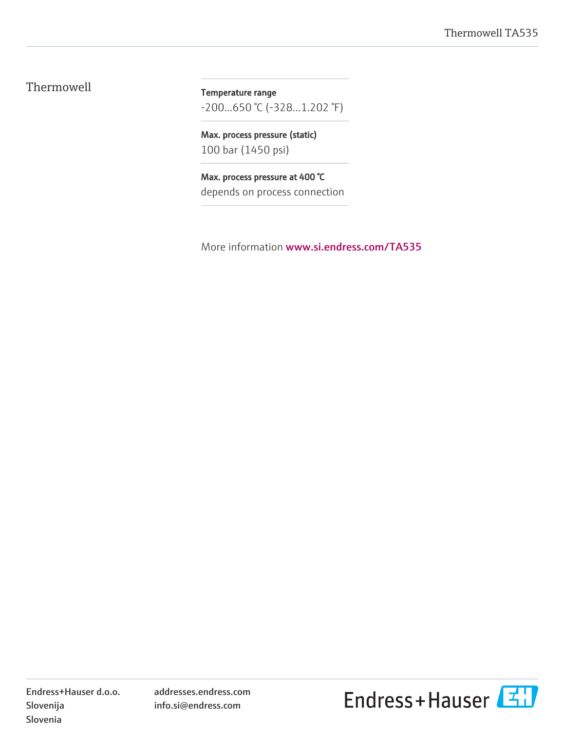## Thermowell

**Temperature range**
-200...650 °C (-328...1.202 °F)

**Max. process pressure (static)**
100 bar (1450 psi)

**Max. process pressure at 400 °C**
depends on process connection

More information **www.si.endress.com/TA535**

Endress+Hauser d.o.o.
Slovenija
Slovenia

addresses.endress.com
info.si@endress.com

Endress+Hauser